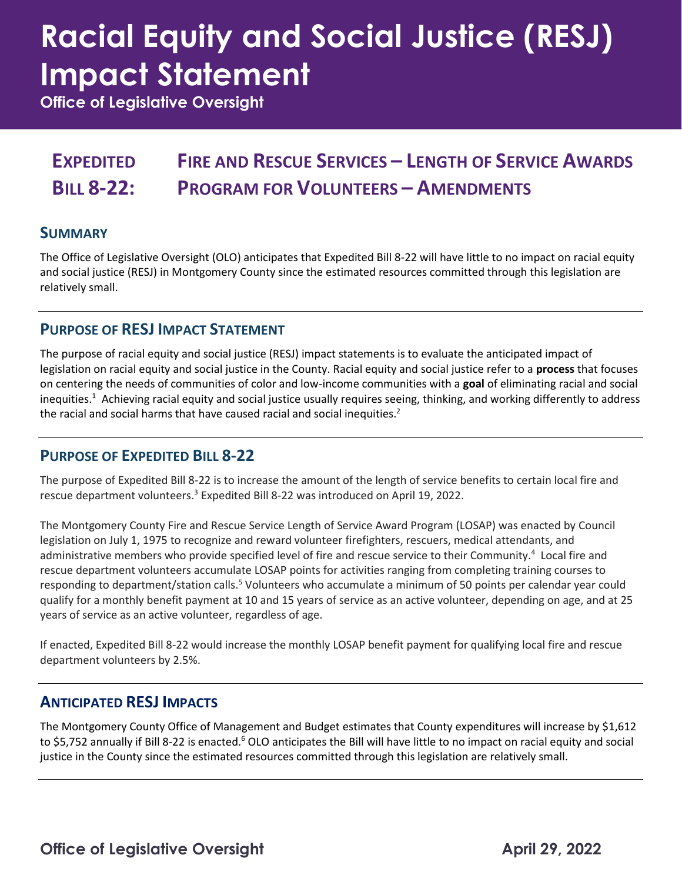# Racial Equity and Social Justice (RESJ) Impact Statement

**Office of Legislative Oversight**

## Expedited Bill 8-22: Fire and Rescue Services – Length of Service Awards Program for Volunteers – Amendments

### Summary

The Office of Legislative Oversight (OLO) anticipates that Expedited Bill 8-22 will have little to no impact on racial equity and social justice (RESJ) in Montgomery County since the estimated resources committed through this legislation are relatively small.

### Purpose of RESJ Impact Statement

The purpose of racial equity and social justice (RESJ) impact statements is to evaluate the anticipated impact of legislation on racial equity and social justice in the County. Racial equity and social justice refer to a **process** that focuses on centering the needs of communities of color and low-income communities with a **goal** of eliminating racial and social inequities.[1] Achieving racial equity and social justice usually requires seeing, thinking, and working differently to address the racial and social harms that have caused racial and social inequities.[2]

### Purpose of Expedited Bill 8-22

The purpose of Expedited Bill 8-22 is to increase the amount of the length of service benefits to certain local fire and rescue department volunteers.[3] Expedited Bill 8-22 was introduced on April 19, 2022.

The Montgomery County Fire and Rescue Service Length of Service Award Program (LOSAP) was enacted by Council legislation on July 1, 1975 to recognize and reward volunteer firefighters, rescuers, medical attendants, and administrative members who provide specified level of fire and rescue service to their Community.[4] Local fire and rescue department volunteers accumulate LOSAP points for activities ranging from completing training courses to responding to department/station calls.[5] Volunteers who accumulate a minimum of 50 points per calendar year could qualify for a monthly benefit payment at 10 and 15 years of service as an active volunteer, depending on age, and at 25 years of service as an active volunteer, regardless of age.

If enacted, Expedited Bill 8-22 would increase the monthly LOSAP benefit payment for qualifying local fire and rescue department volunteers by 2.5%.

### Anticipated RESJ Impacts

The Montgomery County Office of Management and Budget estimates that County expenditures will increase by $1,612 to $5,752 annually if Bill 8-22 is enacted.[6] OLO anticipates the Bill will have little to no impact on racial equity and social justice in the County since the estimated resources committed through this legislation are relatively small.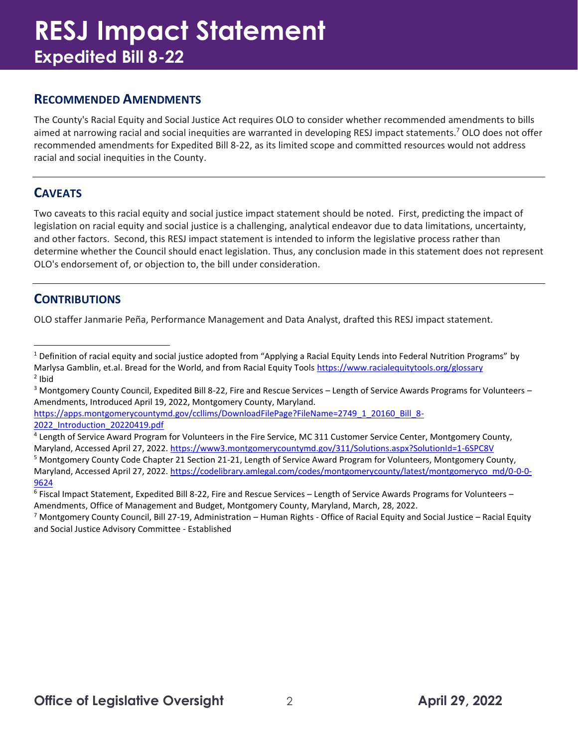# RESJ Impact Statement

## Expedited Bill 8-22

## RECOMMENDED AMENDMENTS

The County's Racial Equity and Social Justice Act requires OLO to consider whether recommended amendments to bills aimed at narrowing racial and social inequities are warranted in developing RESJ impact statements.[7] OLO does not offer recommended amendments for Expedited Bill 8-22, as its limited scope and committed resources would not address racial and social inequities in the County.

## CAVEATS

Two caveats to this racial equity and social justice impact statement should be noted. First, predicting the impact of legislation on racial equity and social justice is a challenging, analytical endeavor due to data limitations, uncertainty, and other factors. Second, this RESJ impact statement is intended to inform the legislative process rather than determine whether the Council should enact legislation. Thus, any conclusion made in this statement does not represent OLO's endorsement of, or objection to, the bill under consideration.

## CONTRIBUTIONS

OLO staffer Janmarie Peña, Performance Management and Data Analyst, drafted this RESJ impact statement.

---

[1] Definition of racial equity and social justice adopted from "Applying a Racial Equity Lends into Federal Nutrition Programs" by Marlysa Gamblin, et.al. Bread for the World, and from Racial Equity Tools https://www.racialequitytools.org/glossary

[2] Ibid

[3] Montgomery County Council, Expedited Bill 8-22, Fire and Rescue Services – Length of Service Awards Programs for Volunteers – Amendments, Introduced April 19, 2022, Montgomery County, Maryland. https://apps.montgomerycountymd.gov/ccllims/DownloadFilePage?FileName=2749_1_20160_Bill_8-2022_Introduction_20220419.pdf

[4] Length of Service Award Program for Volunteers in the Fire Service, MC 311 Customer Service Center, Montgomery County, Maryland, Accessed April 27, 2022. https://www3.montgomerycountymd.gov/311/Solutions.aspx?SolutionId=1-6SPC8V

[5] Montgomery County Code Chapter 21 Section 21-21, Length of Service Award Program for Volunteers, Montgomery County, Maryland, Accessed April 27, 2022. https://codelibrary.amlegal.com/codes/montgomerycounty/latest/montgomeryco_md/0-0-0-9624

[6] Fiscal Impact Statement, Expedited Bill 8-22, Fire and Rescue Services – Length of Service Awards Programs for Volunteers – Amendments, Office of Management and Budget, Montgomery County, Maryland, March, 28, 2022.

[7] Montgomery County Council, Bill 27-19, Administration – Human Rights - Office of Racial Equity and Social Justice – Racial Equity and Social Justice Advisory Committee - Established